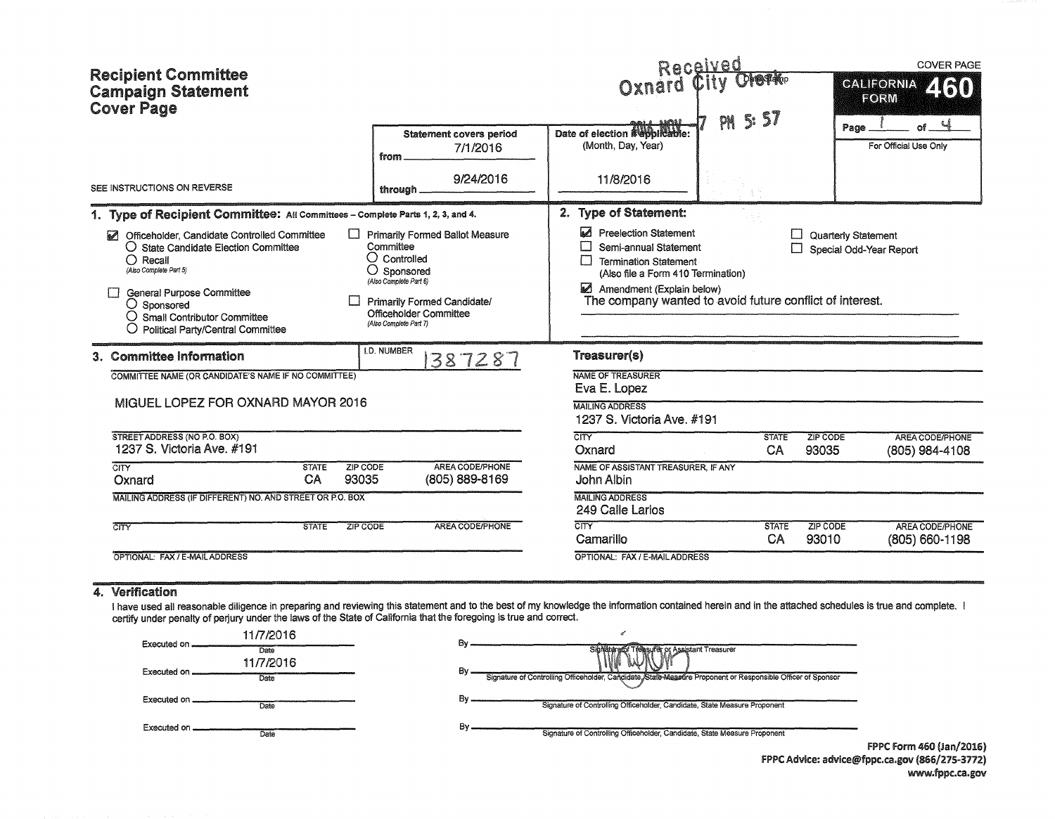# Recipient Committee Campaign Statement Cover Page

Received Oxnard City Clerk
2016 NOV -7 PM 5:57

COVER PAGE

**CALIFORNIA FORM 460**

Page 1 of 4

For Official Use Only

SEE INSTRUCTIONS ON REVERSE

| Statement covers period | Date of election if applicable: (Month, Day, Year) |
|---|---|
| from 7/1/2016 | |
| through 9/24/2016 | 11/8/2016 |

## 1. Type of Recipient Committee: All Committees – Complete Parts 1, 2, 3, and 4.

- ☑ Officeholder, Candidate Controlled Committee
  - ○ State Candidate Election Committee
  - ○ Recall *(Also Complete Part 5)*
- ☐ General Purpose Committee
  - ○ Sponsored
  - ○ Small Contributor Committee
  - ○ Political Party/Central Committee
- ☐ Primarily Formed Ballot Measure Committee
  - ○ Controlled
  - ○ Sponsored *(Also Complete Part 6)*
- ☐ Primarily Formed Candidate/Officeholder Committee *(Also Complete Part 7)*

## 2. Type of Statement:

- ☑ Preelection Statement
- ☐ Semi-annual Statement
- ☐ Termination Statement (Also file a Form 410 Termination)
- ☑ Amendment (Explain below)
- ☐ Quarterly Statement
- ☐ Special Odd-Year Report

The company wanted to avoid future conflict of interest.

## 3. Committee Information

I.D. NUMBER: 1387287

COMMITTEE NAME (OR CANDIDATE'S NAME IF NO COMMITTEE)
MIGUEL LOPEZ FOR OXNARD MAYOR 2016

STREET ADDRESS (NO P.O. BOX)
1237 S. Victoria Ave. #191

| CITY | STATE | ZIP CODE | AREA CODE/PHONE |
|---|---|---|---|
| Oxnard | CA | 93035 | (805) 889-8169 |

MAILING ADDRESS (IF DIFFERENT) NO. AND STREET OR P.O. BOX

| CITY | STATE | ZIP CODE | AREA CODE/PHONE |
|---|---|---|---|
| | | | |

OPTIONAL: FAX / E-MAIL ADDRESS

### Treasurer(s)

NAME OF TREASURER
Eva E. Lopez

MAILING ADDRESS
1237 S. Victoria Ave. #191

| CITY | STATE | ZIP CODE | AREA CODE/PHONE |
|---|---|---|---|
| Oxnard | CA | 93035 | (805) 984-4108 |

NAME OF ASSISTANT TREASURER, IF ANY
John Albin

MAILING ADDRESS
249 Calle Larios

| CITY | STATE | ZIP CODE | AREA CODE/PHONE |
|---|---|---|---|
| Camarillo | CA | 93010 | (805) 660-1198 |

OPTIONAL: FAX / E-MAIL ADDRESS

## 4. Verification

I have used all reasonable diligence in preparing and reviewing this statement and to the best of my knowledge the information contained herein and in the attached schedules is true and complete. I certify under penalty of perjury under the laws of the State of California that the foregoing is true and correct.

Executed on 11/7/2016 (Date) By ______ Signature of Treasurer or Assistant Treasurer

Executed on 11/7/2016 (Date) By ______ Signature of Controlling Officeholder, Candidate, State Measure Proponent or Responsible Officer of Sponsor

Executed on ______ (Date) By ______ Signature of Controlling Officeholder, Candidate, State Measure Proponent

Executed on ______ (Date) By ______ Signature of Controlling Officeholder, Candidate, State Measure Proponent

FPPC Form 460 (Jan/2016)
FPPC Advice: advice@fppc.ca.gov (866/275-3772)
www.fppc.ca.gov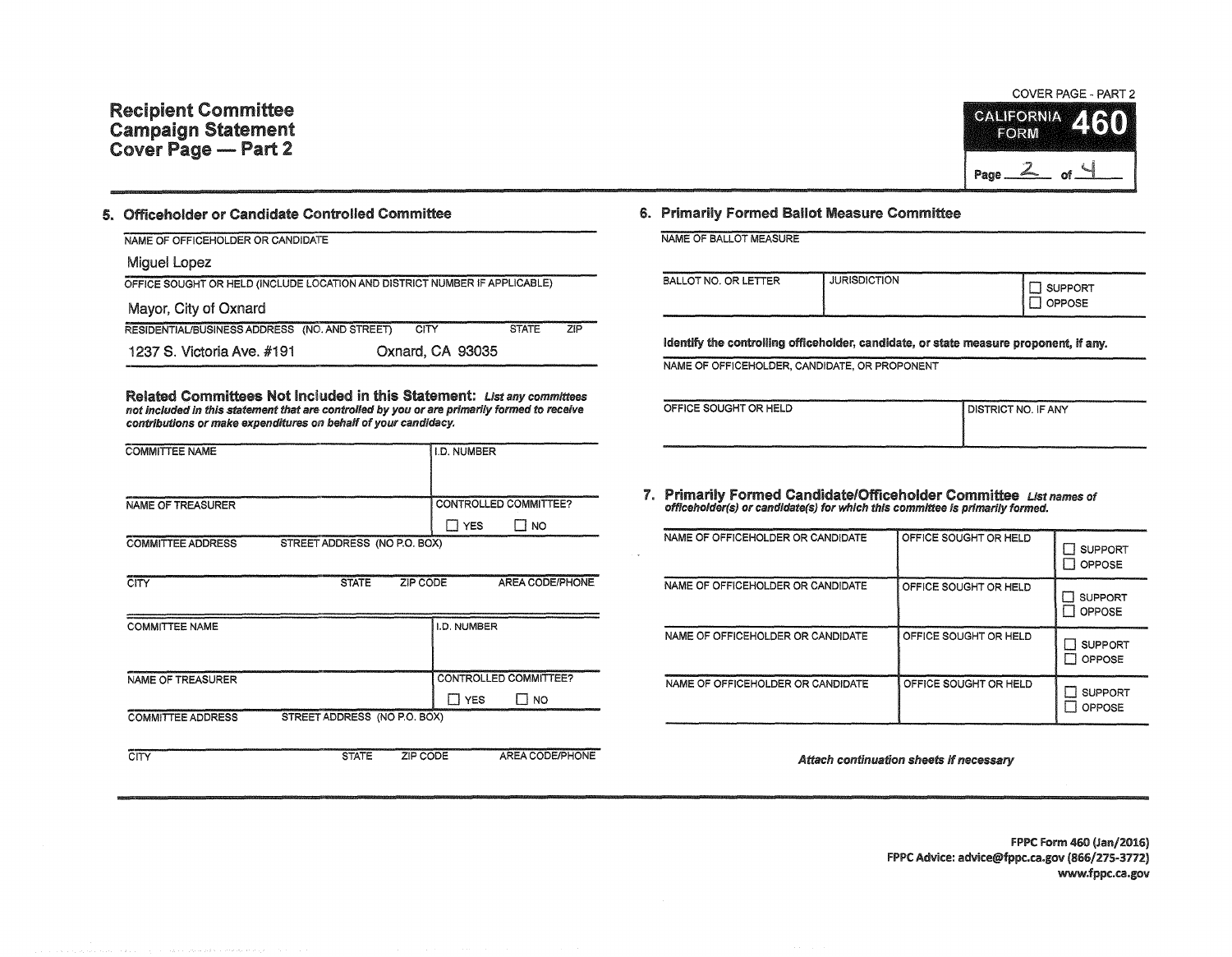# Recipient Committee Campaign Statement Cover Page — Part 2

COVER PAGE - PART 2

**CALIFORNIA FORM 460**

Page 2 of 4

## 5. Officeholder or Candidate Controlled Committee

| NAME OF OFFICEHOLDER OR CANDIDATE | | | |
|---|---|---|---|
| Miguel Lopez | | | |
| **OFFICE SOUGHT OR HELD (INCLUDE LOCATION AND DISTRICT NUMBER IF APPLICABLE)** | | | |
| Mayor, City of Oxnard | | | |
| **RESIDENTIAL/BUSINESS ADDRESS (NO. AND STREET)** | **CITY** | **STATE** | **ZIP** |
| 1237 S. Victoria Ave. #191 | Oxnard, CA 93035 | | |

**Related Committees Not Included in this Statement:** *List any committees not included in this statement that are controlled by you or are primarily formed to receive contributions or make expenditures on behalf of your candidacy.*

| COMMITTEE NAME | | | I.D. NUMBER |
|---|---|---|---|
| | | | |
| **NAME OF TREASURER** | | | **CONTROLLED COMMITTEE?** ☐ YES ☐ NO |
| **COMMITTEE ADDRESS** | STREET ADDRESS (NO P.O. BOX) | | |
| **CITY** | **STATE** | **ZIP CODE** | **AREA CODE/PHONE** |
| | | | |

| COMMITTEE NAME | | | I.D. NUMBER |
|---|---|---|---|
| | | | |
| **NAME OF TREASURER** | | | **CONTROLLED COMMITTEE?** ☐ YES ☐ NO |
| **COMMITTEE ADDRESS** | STREET ADDRESS (NO P.O. BOX) | | |
| **CITY** | **STATE** | **ZIP CODE** | **AREA CODE/PHONE** |
| | | | |

## 6. Primarily Formed Ballot Measure Committee

| NAME OF BALLOT MEASURE | | |
|---|---|---|
| | | |
| **BALLOT NO. OR LETTER** | **JURISDICTION** | ☐ SUPPORT ☐ OPPOSE |
| | | |

**Identify the controlling officeholder, candidate, or state measure proponent, if any.**

| NAME OF OFFICEHOLDER, CANDIDATE, OR PROPONENT | |
|---|---|
| | |
| **OFFICE SOUGHT OR HELD** | **DISTRICT NO. IF ANY** |
| | |

## 7. Primarily Formed Candidate/Officeholder Committee

*List names of officeholder(s) or candidate(s) for which this committee is primarily formed.*

| NAME OF OFFICEHOLDER OR CANDIDATE | OFFICE SOUGHT OR HELD | |
|---|---|---|
| | | ☐ SUPPORT ☐ OPPOSE |
| | | ☐ SUPPORT ☐ OPPOSE |
| | | ☐ SUPPORT ☐ OPPOSE |
| | | ☐ SUPPORT ☐ OPPOSE |

*Attach continuation sheets if necessary*

FPPC Form 460 (Jan/2016)
FPPC Advice: advice@fppc.ca.gov (866/275-3772)
www.fppc.ca.gov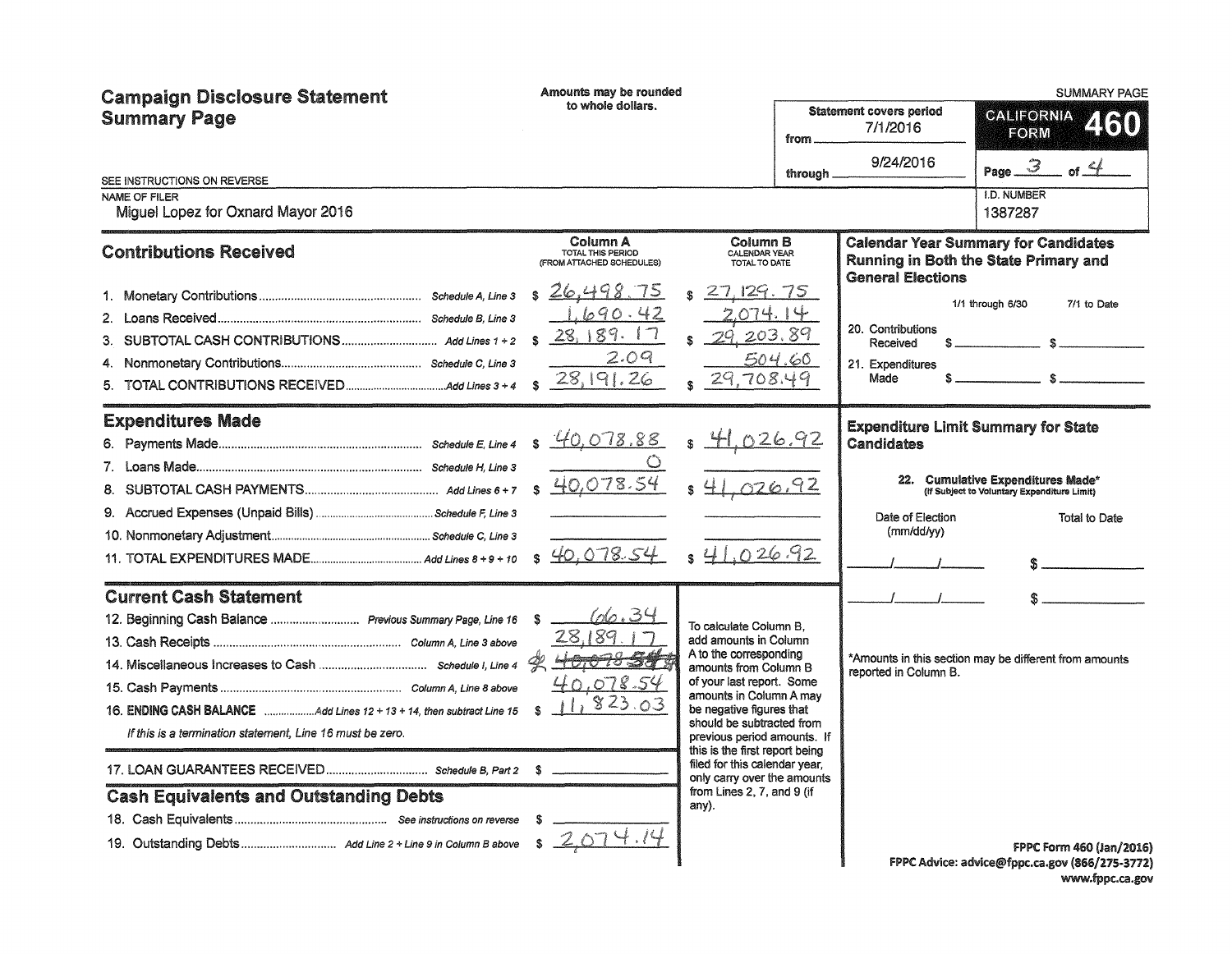# Campaign Disclosure Statement Summary Page

Amounts may be rounded to whole dollars.

SEE INSTRUCTIONS ON REVERSE

**SUMMARY PAGE — CALIFORNIA FORM 460**

Statement covers period from 7/1/2016 through 9/24/2016

Page 3 of 4

NAME OF FILER: Miguel Lopez for Oxnard Mayor 2016

I.D. NUMBER: 1387287

## Contributions Received

| | | Column A TOTAL THIS PERIOD (FROM ATTACHED SCHEDULES) | Column B CALENDAR YEAR TOTAL TO DATE |
|---|---|---|---|
| 1. Monetary Contributions | Schedule A, Line 3 | $ 26,498.75 | $ 27,129.75 |
| 2. Loans Received | Schedule B, Line 3 | 1,690.42 | 2,074.14 |
| 3. SUBTOTAL CASH CONTRIBUTIONS | Add Lines 1 + 2 | $ 28,189.17 | $ 29,203.89 |
| 4. Nonmonetary Contributions | Schedule C, Line 3 | 2.09 | 504.60 |
| 5. TOTAL CONTRIBUTIONS RECEIVED | Add Lines 3 + 4 | $ 28,191.26 | $ 29,708.49 |

## Expenditures Made

| | | Column A | Column B |
|---|---|---|---|
| 6. Payments Made | Schedule E, Line 4 | $ 40,078.88 | $ 41,026.92 |
| 7. Loans Made | Schedule H, Line 3 | 0 | |
| 8. SUBTOTAL CASH PAYMENTS | Add Lines 6 + 7 | $ 40,078.54 | $ 41,026.92 |
| 9. Accrued Expenses (Unpaid Bills) | Schedule F, Line 3 | | |
| 10. Nonmonetary Adjustment | Schedule C, Line 3 | | |
| 11. TOTAL EXPENDITURES MADE | Add Lines 8 + 9 + 10 | $ 40,078.54 | $ 41,026.92 |

## Current Cash Statement

| | | |
|---|---|---|
| 12. Beginning Cash Balance | Previous Summary Page, Line 16 | $ 66.34 |
| 13. Cash Receipts | Column A, Line 3 above | 28,189.17 |
| 14. Miscellaneous Increases to Cash | Schedule I, Line 4 | ~~40,078.54~~ |
| 15. Cash Payments | Column A, Line 8 above | 40,078.54 |
| 16. **ENDING CASH BALANCE** | Add Lines 12 + 13 + 14, then subtract Line 15 | $ 11,823.03 |

*If this is a termination statement, Line 16 must be zero.*

To calculate Column B, add amounts in Column A to the corresponding amounts from Column B of your last report. Some amounts in Column A may be negative figures that should be subtracted from previous period amounts. If this is the first report being filed for this calendar year, only carry over the amounts from Lines 2, 7, and 9 (if any).

| | | |
|---|---|---|
| 17. LOAN GUARANTEES RECEIVED | Schedule B, Part 2 | $ |

## Cash Equivalents and Outstanding Debts

| | | |
|---|---|---|
| 18. Cash Equivalents | See instructions on reverse | $ |
| 19. Outstanding Debts | Add Line 2 + Line 9 in Column B above | $ 2,074.14 |

## Calendar Year Summary for Candidates Running in Both the State Primary and General Elections

| | 1/1 through 6/30 | 7/1 to Date |
|---|---|---|
| 20. Contributions Received | $ | $ |
| 21. Expenditures Made | $ | $ |

## Expenditure Limit Summary for State Candidates

**22. Cumulative Expenditures Made*** (If Subject to Voluntary Expenditure Limit)

| Date of Election (mm/dd/yy) | Total to Date |
|---|---|
| / / | $ |
| / / | $ |

*Amounts in this section may be different from amounts reported in Column B.

FPPC Form 460 (Jan/2016)
FPPC Advice: advice@fppc.ca.gov (866/275-3772)
www.fppc.ca.gov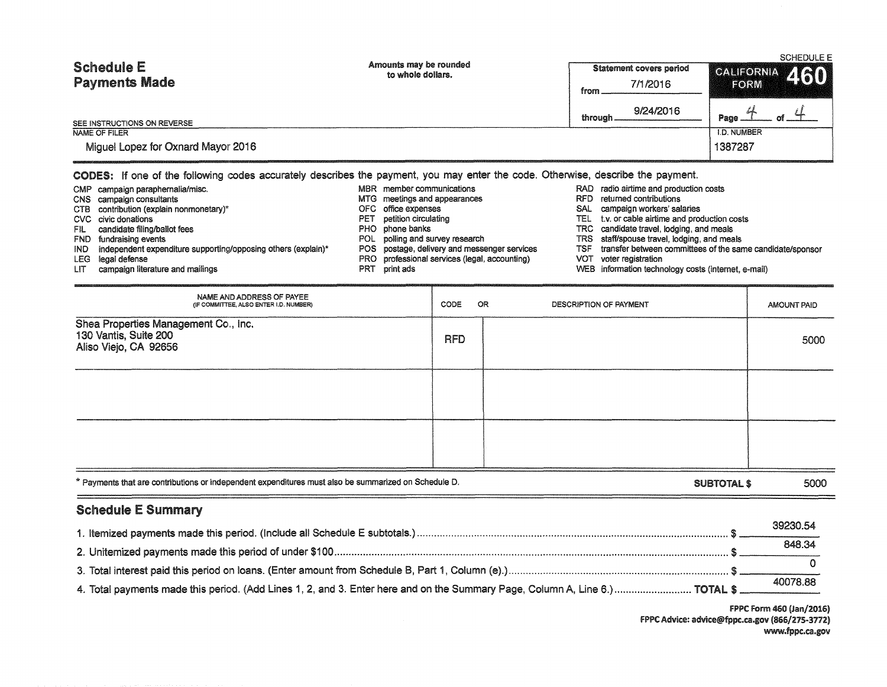# Schedule E
## Payments Made

SEE INSTRUCTIONS ON REVERSE

Amounts may be rounded to whole dollars.

SCHEDULE E

CALIFORNIA FORM 460

Statement covers period from 7/1/2016 through 9/24/2016

Page 4 of 4

NAME OF FILER: Miguel Lopez for Oxnard Mayor 2016

I.D. NUMBER: 1387287

**CODES:** If one of the following codes accurately describes the payment, you may enter the code. Otherwise, describe the payment.

- CMP campaign paraphernalia/misc.
- CNS campaign consultants
- CTB contribution (explain nonmonetary)*
- CVC civic donations
- FIL candidate filing/ballot fees
- FND fundraising events
- IND independent expenditure supporting/opposing others (explain)*
- LEG legal defense
- LIT campaign literature and mailings
- MBR member communications
- MTG meetings and appearances
- OFC office expenses
- PET petition circulating
- PHO phone banks
- POL polling and survey research
- POS postage, delivery and messenger services
- PRO professional services (legal, accounting)
- PRT print ads
- RAD radio airtime and production costs
- RFD returned contributions
- SAL campaign workers' salaries
- TEL t.v. or cable airtime and production costs
- TRC candidate travel, lodging, and meals
- TRS staff/spouse travel, lodging, and meals
- TSF transfer between committees of the same candidate/sponsor
- VOT voter registration
- WEB information technology costs (internet, e-mail)

| NAME AND ADDRESS OF PAYEE (IF COMMITTEE, ALSO ENTER I.D. NUMBER) | CODE | OR DESCRIPTION OF PAYMENT | AMOUNT PAID |
|---|---|---|---|
| Shea Properties Management Co., Inc.<br>130 Vantis, Suite 200<br>Aliso Viejo, CA 92656 | RFD | | 5000 |
| | | | |
| | | | |

\* Payments that are contributions or independent expenditures must also be summarized on Schedule D.

**SUBTOTAL $** 5000

## Schedule E Summary

1. Itemized payments made this period. (Include all Schedule E subtotals.) $ 39230.54
2. Unitemized payments made this period of under $100 $ 848.34
3. Total interest paid this period on loans. (Enter amount from Schedule B, Part 1, Column (e).) $ 0
4. Total payments made this period. (Add Lines 1, 2, and 3. Enter here and on the Summary Page, Column A, Line 6.) **TOTAL $** 40078.88

FPPC Form 460 (Jan/2016)
FPPC Advice: advice@fppc.ca.gov (866/275-3772)
www.fppc.ca.gov